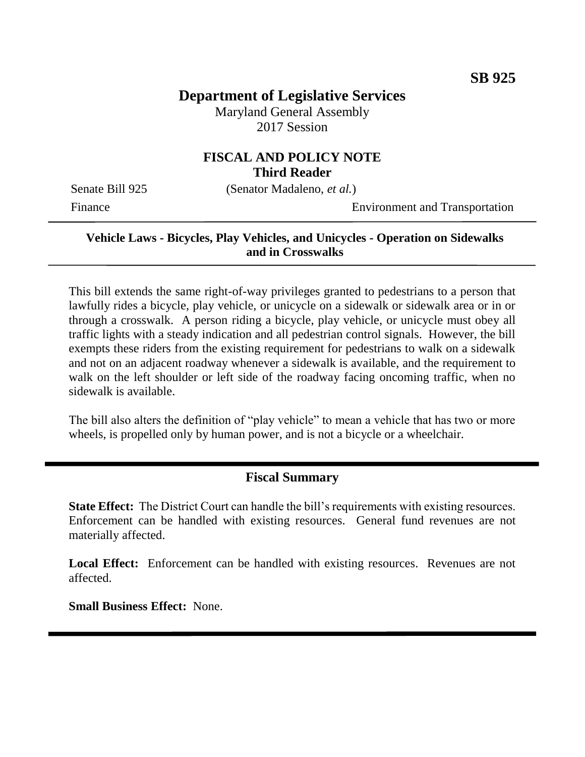**SB 925**

# Department of Legislative Services

Maryland General Assembly
2017 Session

## FISCAL AND POLICY NOTE
**Third Reader**

Senate Bill 925 (Senator Madaleno, *et al.*)

Finance Environment and Transportation

---

**Vehicle Laws - Bicycles, Play Vehicles, and Unicycles - Operation on Sidewalks and in Crosswalks**

---

This bill extends the same right-of-way privileges granted to pedestrians to a person that lawfully rides a bicycle, play vehicle, or unicycle on a sidewalk or sidewalk area or in or through a crosswalk. A person riding a bicycle, play vehicle, or unicycle must obey all traffic lights with a steady indication and all pedestrian control signals. However, the bill exempts these riders from the existing requirement for pedestrians to walk on a sidewalk and not on an adjacent roadway whenever a sidewalk is available, and the requirement to walk on the left shoulder or left side of the roadway facing oncoming traffic, when no sidewalk is available.

The bill also alters the definition of "play vehicle" to mean a vehicle that has two or more wheels, is propelled only by human power, and is not a bicycle or a wheelchair.

---

## Fiscal Summary

**State Effect:** The District Court can handle the bill's requirements with existing resources. Enforcement can be handled with existing resources. General fund revenues are not materially affected.

**Local Effect:** Enforcement can be handled with existing resources. Revenues are not affected.

**Small Business Effect:** None.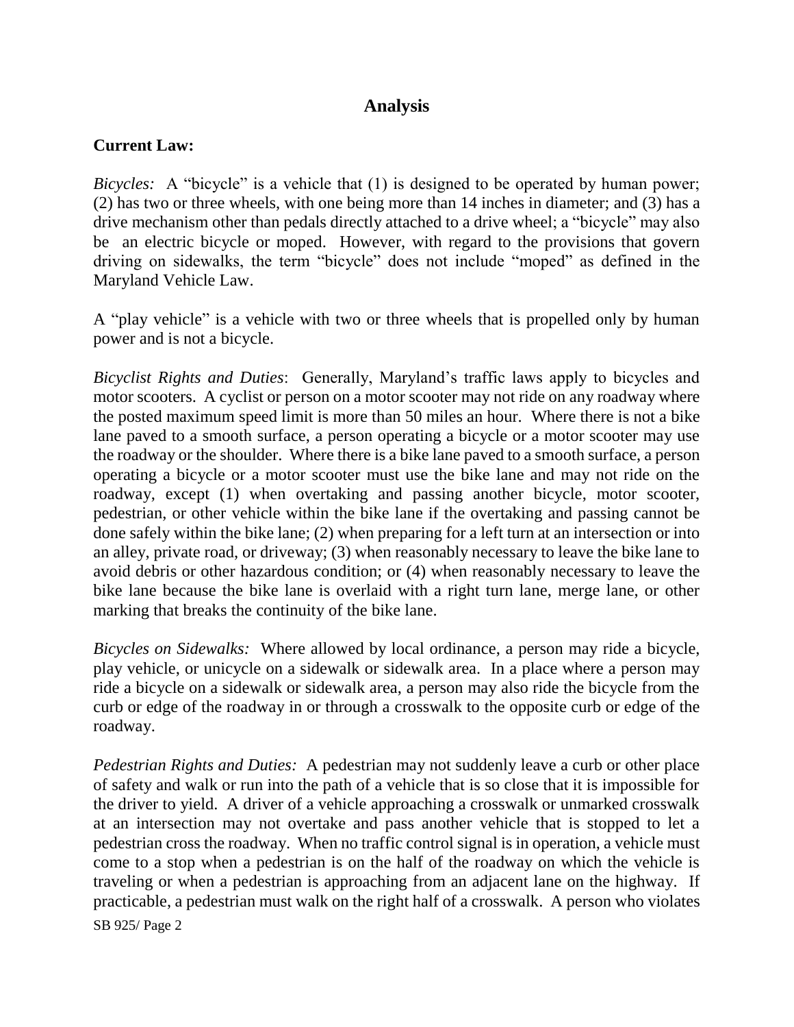## Analysis

**Current Law:**

*Bicycles:* A "bicycle" is a vehicle that (1) is designed to be operated by human power; (2) has two or three wheels, with one being more than 14 inches in diameter; and (3) has a drive mechanism other than pedals directly attached to a drive wheel; a "bicycle" may also be an electric bicycle or moped. However, with regard to the provisions that govern driving on sidewalks, the term "bicycle" does not include "moped" as defined in the Maryland Vehicle Law.

A "play vehicle" is a vehicle with two or three wheels that is propelled only by human power and is not a bicycle.

*Bicyclist Rights and Duties*: Generally, Maryland's traffic laws apply to bicycles and motor scooters. A cyclist or person on a motor scooter may not ride on any roadway where the posted maximum speed limit is more than 50 miles an hour. Where there is not a bike lane paved to a smooth surface, a person operating a bicycle or a motor scooter may use the roadway or the shoulder. Where there is a bike lane paved to a smooth surface, a person operating a bicycle or a motor scooter must use the bike lane and may not ride on the roadway, except (1) when overtaking and passing another bicycle, motor scooter, pedestrian, or other vehicle within the bike lane if the overtaking and passing cannot be done safely within the bike lane; (2) when preparing for a left turn at an intersection or into an alley, private road, or driveway; (3) when reasonably necessary to leave the bike lane to avoid debris or other hazardous condition; or (4) when reasonably necessary to leave the bike lane because the bike lane is overlaid with a right turn lane, merge lane, or other marking that breaks the continuity of the bike lane.

*Bicycles on Sidewalks:* Where allowed by local ordinance, a person may ride a bicycle, play vehicle, or unicycle on a sidewalk or sidewalk area. In a place where a person may ride a bicycle on a sidewalk or sidewalk area, a person may also ride the bicycle from the curb or edge of the roadway in or through a crosswalk to the opposite curb or edge of the roadway.

*Pedestrian Rights and Duties:* A pedestrian may not suddenly leave a curb or other place of safety and walk or run into the path of a vehicle that is so close that it is impossible for the driver to yield. A driver of a vehicle approaching a crosswalk or unmarked crosswalk at an intersection may not overtake and pass another vehicle that is stopped to let a pedestrian cross the roadway. When no traffic control signal is in operation, a vehicle must come to a stop when a pedestrian is on the half of the roadway on which the vehicle is traveling or when a pedestrian is approaching from an adjacent lane on the highway. If practicable, a pedestrian must walk on the right half of a crosswalk. A person who violates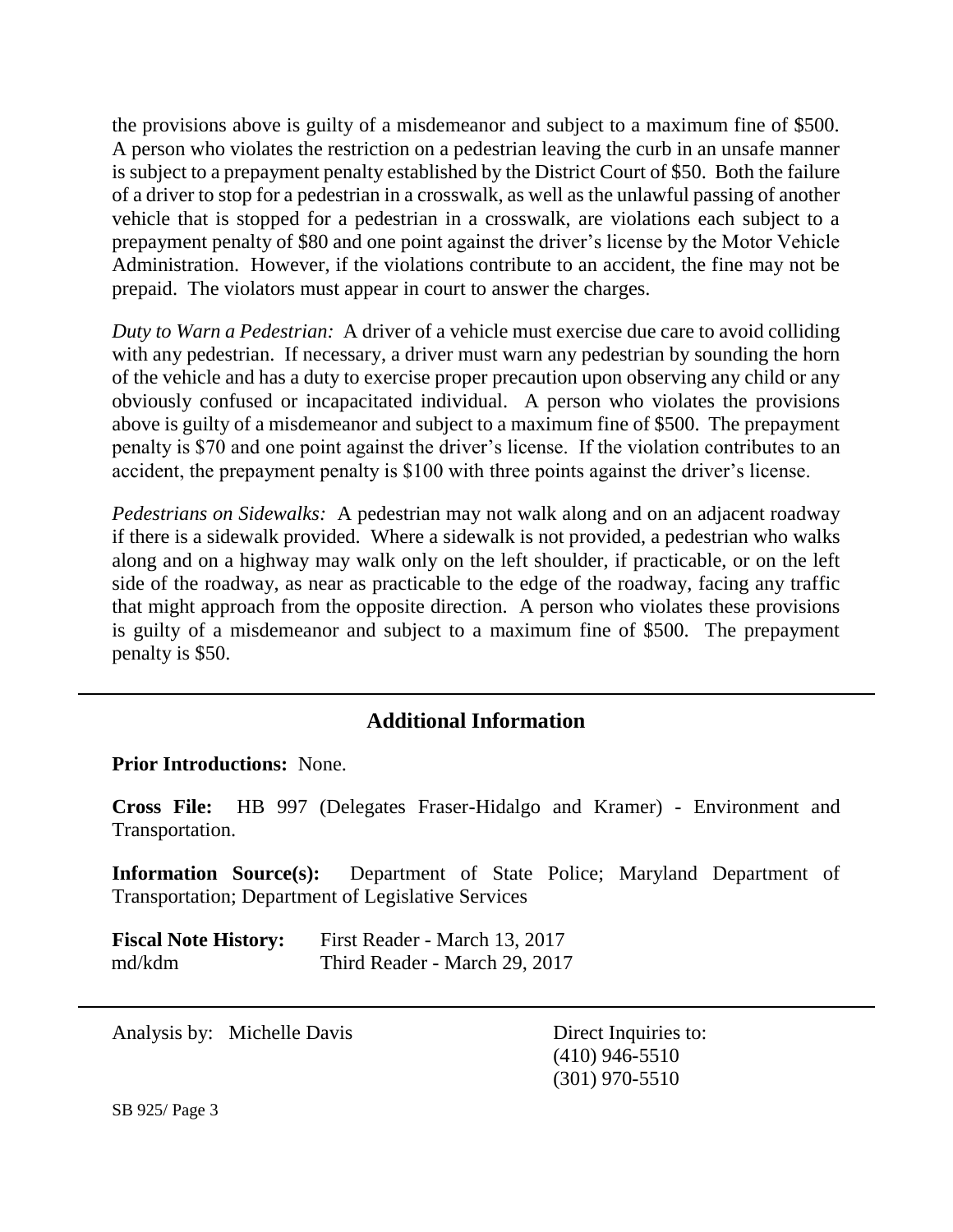the provisions above is guilty of a misdemeanor and subject to a maximum fine of $500. A person who violates the restriction on a pedestrian leaving the curb in an unsafe manner is subject to a prepayment penalty established by the District Court of $50. Both the failure of a driver to stop for a pedestrian in a crosswalk, as well as the unlawful passing of another vehicle that is stopped for a pedestrian in a crosswalk, are violations each subject to a prepayment penalty of $80 and one point against the driver's license by the Motor Vehicle Administration. However, if the violations contribute to an accident, the fine may not be prepaid. The violators must appear in court to answer the charges.

*Duty to Warn a Pedestrian:* A driver of a vehicle must exercise due care to avoid colliding with any pedestrian. If necessary, a driver must warn any pedestrian by sounding the horn of the vehicle and has a duty to exercise proper precaution upon observing any child or any obviously confused or incapacitated individual. A person who violates the provisions above is guilty of a misdemeanor and subject to a maximum fine of $500. The prepayment penalty is $70 and one point against the driver's license. If the violation contributes to an accident, the prepayment penalty is $100 with three points against the driver's license.

*Pedestrians on Sidewalks:* A pedestrian may not walk along and on an adjacent roadway if there is a sidewalk provided. Where a sidewalk is not provided, a pedestrian who walks along and on a highway may walk only on the left shoulder, if practicable, or on the left side of the roadway, as near as practicable to the edge of the roadway, facing any traffic that might approach from the opposite direction. A person who violates these provisions is guilty of a misdemeanor and subject to a maximum fine of $500. The prepayment penalty is $50.

## Additional Information

**Prior Introductions:** None.

**Cross File:** HB 997 (Delegates Fraser-Hidalgo and Kramer) - Environment and Transportation.

**Information Source(s):** Department of State Police; Maryland Department of Transportation; Department of Legislative Services

**Fiscal Note History:** First Reader - March 13, 2017
md/kdm Third Reader - March 29, 2017

Analysis by: Michelle Davis

Direct Inquiries to:
(410) 946-5510
(301) 970-5510